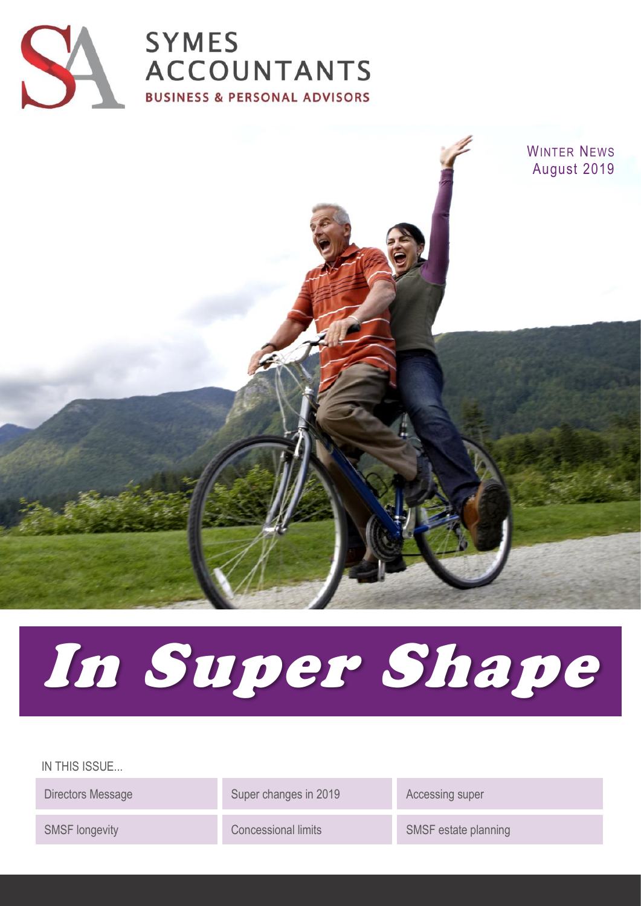SYMES ACCOUNTANTS

BUSINESS & PERSONAL ADVISORS

WINTER NEWS
August 2019

# In Super Shape

IN THIS ISSUE...

| | | |
|---|---|---|
| Directors Message | Super changes in 2019 | Accessing super |
| SMSF longevity | Concessional limits | SMSF estate planning |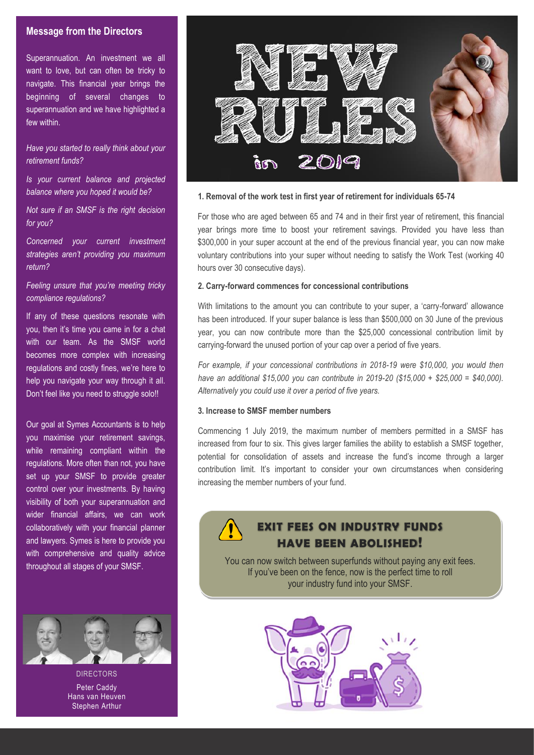## Message from the Directors

Superannuation. An investment we all want to love, but can often be tricky to navigate. This financial year brings the beginning of several changes to superannuation and we have highlighted a few within.

*Have you started to really think about your retirement funds?*

*Is your current balance and projected balance where you hoped it would be?*

*Not sure if an SMSF is the right decision for you?*

*Concerned your current investment strategies aren't providing you maximum return?*

*Feeling unsure that you're meeting tricky compliance regulations?*

If any of these questions resonate with you, then it's time you came in for a chat with our team. As the SMSF world becomes more complex with increasing regulations and costly fines, we're here to help you navigate your way through it all. Don't feel like you need to struggle solo!!

Our goal at Symes Accountants is to help you maximise your retirement savings, while remaining compliant within the regulations. More often than not, you have set up your SMSF to provide greater control over your investments. By having visibility of both your superannuation and wider financial affairs, we can work collaboratively with your financial planner and lawyers. Symes is here to provide you with comprehensive and quality advice throughout all stages of your SMSF.

DIRECTORS

Peter Caddy
Hans van Heuven
Stephen Arthur

# NEW RULES in 2019

**1. Removal of the work test in first year of retirement for individuals 65-74**

For those who are aged between 65 and 74 and in their first year of retirement, this financial year brings more time to boost your retirement savings. Provided you have less than $300,000 in your super account at the end of the previous financial year, you can now make voluntary contributions into your super without needing to satisfy the Work Test (working 40 hours over 30 consecutive days).

**2. Carry-forward commences for concessional contributions**

With limitations to the amount you can contribute to your super, a 'carry-forward' allowance has been introduced. If your super balance is less than $500,000 on 30 June of the previous year, you can now contribute more than the $25,000 concessional contribution limit by carrying-forward the unused portion of your cap over a period of five years.

*For example, if your concessional contributions in 2018-19 were $10,000, you would then have an additional $15,000 you can contribute in 2019-20 ($15,000 + $25,000 = $40,000). Alternatively you could use it over a period of five years.*

**3. Increase to SMSF member numbers**

Commencing 1 July 2019, the maximum number of members permitted in a SMSF has increased from four to six. This gives larger families the ability to establish a SMSF together, potential for consolidation of assets and increase the fund's income through a larger contribution limit. It's important to consider your own circumstances when considering increasing the member numbers of your fund.

**EXIT FEES ON INDUSTRY FUNDS HAVE BEEN ABOLISHED!**

You can now switch between superfunds without paying any exit fees. If you've been on the fence, now is the perfect time to roll your industry fund into your SMSF.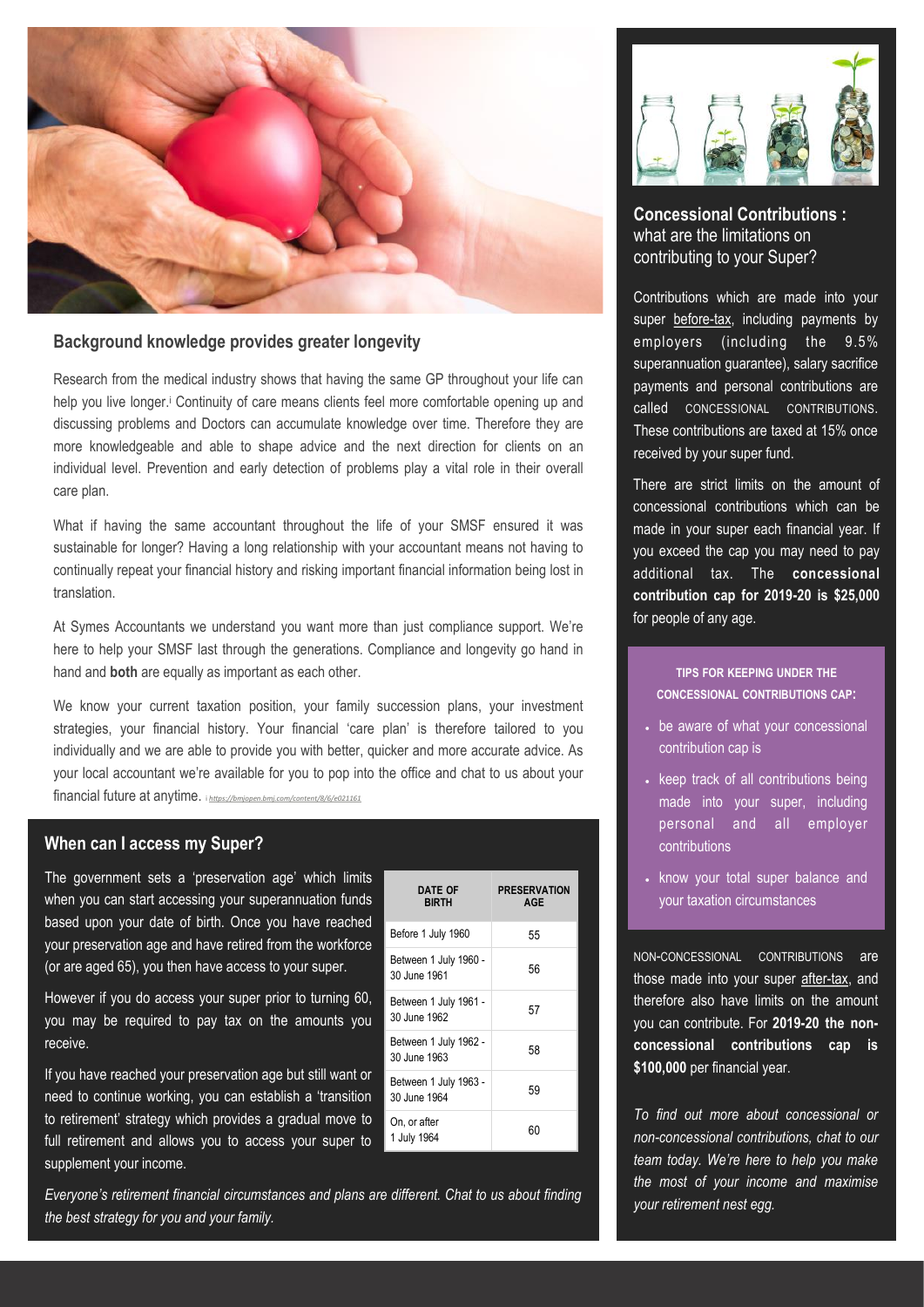## Background knowledge provides greater longevity

Research from the medical industry shows that having the same GP throughout your life can help you live longer.[i] Continuity of care means clients feel more comfortable opening up and discussing problems and Doctors can accumulate knowledge over time. Therefore they are more knowledgeable and able to shape advice and the next direction for clients on an individual level. Prevention and early detection of problems play a vital role in their overall care plan.

What if having the same accountant throughout the life of your SMSF ensured it was sustainable for longer? Having a long relationship with your accountant means not having to continually repeat your financial history and risking important financial information being lost in translation.

At Symes Accountants we understand you want more than just compliance support. We're here to help your SMSF last through the generations. Compliance and longevity go hand in hand and **both** are equally as important as each other.

We know your current taxation position, your family succession plans, your investment strategies, your financial history. Your financial 'care plan' is therefore tailored to you individually and we are able to provide you with better, quicker and more accurate advice. As your local accountant we're available for you to pop into the office and chat to us about your financial future at anytime.

[i] https://bmjopen.bmj.com/content/8/6/e021161

## When can I access my Super?

The government sets a 'preservation age' which limits when you can start accessing your superannuation funds based upon your date of birth. Once you have reached your preservation age and have retired from the workforce (or are aged 65), you then have access to your super.

However if you do access your super prior to turning 60, you may be required to pay tax on the amounts you receive.

If you have reached your preservation age but still want or need to continue working, you can establish a 'transition to retirement' strategy which provides a gradual move to full retirement and allows you to access your super to supplement your income.

| DATE OF BIRTH | PRESERVATION AGE |
| --- | --- |
| Before 1 July 1960 | 55 |
| Between 1 July 1960 - 30 June 1961 | 56 |
| Between 1 July 1961 - 30 June 1962 | 57 |
| Between 1 July 1962 - 30 June 1963 | 58 |
| Between 1 July 1963 - 30 June 1964 | 59 |
| On, or after 1 July 1964 | 60 |

*Everyone's retirement financial circumstances and plans are different. Chat to us about finding the best strategy for you and your family.*

## Concessional Contributions : what are the limitations on contributing to your Super?

Contributions which are made into your super before-tax, including payments by employers (including the 9.5% superannuation guarantee), salary sacrifice payments and personal contributions are called CONCESSIONAL CONTRIBUTIONS. These contributions are taxed at 15% once received by your super fund.

There are strict limits on the amount of concessional contributions which can be made in your super each financial year. If you exceed the cap you may need to pay additional tax. The **concessional contribution cap for 2019-20 is $25,000** for people of any age.

**TIPS FOR KEEPING UNDER THE CONCESSIONAL CONTRIBUTIONS CAP:**

- be aware of what your concessional contribution cap is
- keep track of all contributions being made into your super, including personal and all employer contributions
- know your total super balance and your taxation circumstances

NON-CONCESSIONAL CONTRIBUTIONS are those made into your super after-tax, and therefore also have limits on the amount you can contribute. For **2019-20 the non-concessional contributions cap is $100,000** per financial year.

*To find out more about concessional or non-concessional contributions, chat to our team today. We're here to help you make the most of your income and maximise your retirement nest egg.*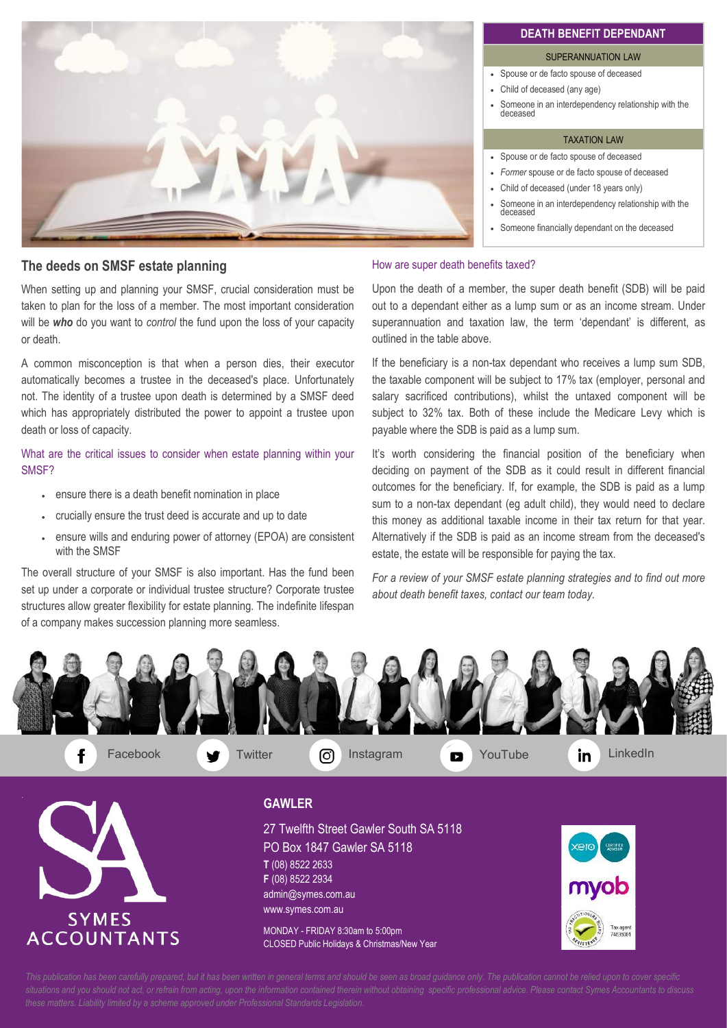## DEATH BENEFIT DEPENDANT

### SUPERANNUATION LAW

- Spouse or de facto spouse of deceased
- Child of deceased (any age)
- Someone in an interdependency relationship with the deceased

### TAXATION LAW

- Spouse or de facto spouse of deceased
- *Former* spouse or de facto spouse of deceased
- Child of deceased (under 18 years only)
- Someone in an interdependency relationship with the deceased
- Someone financially dependant on the deceased

## The deeds on SMSF estate planning

When setting up and planning your SMSF, crucial consideration must be taken to plan for the loss of a member. The most important consideration will be ***who*** do you want to *control* the fund upon the loss of your capacity or death.

A common misconception is that when a person dies, their executor automatically becomes a trustee in the deceased's place. Unfortunately not. The identity of a trustee upon death is determined by a SMSF deed which has appropriately distributed the power to appoint a trustee upon death or loss of capacity.

### What are the critical issues to consider when estate planning within your SMSF?

- ensure there is a death benefit nomination in place
- crucially ensure the trust deed is accurate and up to date
- ensure wills and enduring power of attorney (EPOA) are consistent with the SMSF

The overall structure of your SMSF is also important. Has the fund been set up under a corporate or individual trustee structure? Corporate trustee structures allow greater flexibility for estate planning. The indefinite lifespan of a company makes succession planning more seamless.

### How are super death benefits taxed?

Upon the death of a member, the super death benefit (SDB) will be paid out to a dependant either as a lump sum or as an income stream. Under superannuation and taxation law, the term 'dependant' is different, as outlined in the table above.

If the beneficiary is a non-tax dependant who receives a lump sum SDB, the taxable component will be subject to 17% tax (employer, personal and salary sacrificed contributions), whilst the untaxed component will be subject to 32% tax. Both of these include the Medicare Levy which is payable where the SDB is paid as a lump sum.

It's worth considering the financial position of the beneficiary when deciding on payment of the SDB as it could result in different financial outcomes for the beneficiary. If, for example, the SDB is paid as a lump sum to a non-tax dependant (eg adult child), they would need to declare this money as additional taxable income in their tax return for that year. Alternatively if the SDB is paid as an income stream from the deceased's estate, the estate will be responsible for paying the tax.

*For a review of your SMSF estate planning strategies and to find out more about death benefit taxes, contact our team today.*

Facebook Twitter Instagram YouTube LinkedIn

SYMES ACCOUNTANTS

**GAWLER**

27 Twelfth Street Gawler South SA 5118
PO Box 1847 Gawler SA 5118
**T** (08) 8522 2633
**F** (08) 8522 2934
admin@symes.com.au
www.symes.com.au

MONDAY - FRIDAY 8:30am to 5:00pm
CLOSED Public Holidays & Christmas/New Year

*This publication has been carefully prepared, but it has been written in general terms and should be seen as broad guidance only. The publication cannot be relied upon to cover specific situations and you should not act, or refrain from acting, upon the information contained therein without obtaining specific professional advice. Please contact Symes Accountants to discuss these matters. Liability limited by a scheme approved under Professional Standards Legislation.*